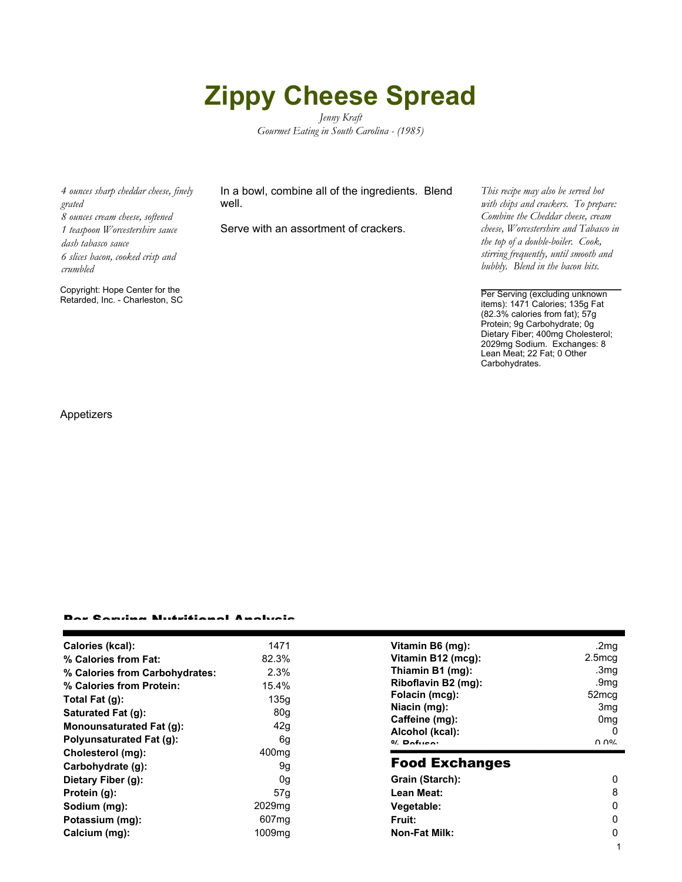# Zippy Cheese Spread

*Jenny Kraft*
*Gourmet Eating in South Carolina - (1985)*

*4 ounces sharp cheddar cheese, finely grated*
*8 ounces cream cheese, softened*
*1 teaspoon Worcestershire sauce*
*dash tabasco sauce*
*6 slices bacon, cooked crisp and crumbled*

Copyright: Hope Center for the Retarded, Inc. - Charleston, SC

In a bowl, combine all of the ingredients. Blend well.

Serve with an assortment of crackers.

*This recipe may also be served hot with chips and crackers. To prepare: Combine the Cheddar cheese, cream cheese, Worcestershire and Tabasco in the top of a double-boiler. Cook, stirring frequently, until smooth and bubbly. Blend in the bacon bits.*

Per Serving (excluding unknown items): 1471 Calories; 135g Fat (82.3% calories from fat); 57g Protein; 9g Carbohydrate; 0g Dietary Fiber; 400mg Cholesterol; 2029mg Sodium. Exchanges: 8 Lean Meat; 22 Fat; 0 Other Carbohydrates.

Appetizers

## Per Serving Nutritional Analysis

| | |
|---|---|
| **Calories (kcal):** | 1471 |
| **% Calories from Fat:** | 82.3% |
| **% Calories from Carbohydrates:** | 2.3% |
| **% Calories from Protein:** | 15.4% |
| **Total Fat (g):** | 135g |
| **Saturated Fat (g):** | 80g |
| **Monounsaturated Fat (g):** | 42g |
| **Polyunsaturated Fat (g):** | 6g |
| **Cholesterol (mg):** | 400mg |
| **Carbohydrate (g):** | 9g |
| **Dietary Fiber (g):** | 0g |
| **Protein (g):** | 57g |
| **Sodium (mg):** | 2029mg |
| **Potassium (mg):** | 607mg |
| **Calcium (mg):** | 1009mg |

| | |
|---|---|
| **Vitamin B6 (mg):** | .2mg |
| **Vitamin B12 (mcg):** | 2.5mcg |
| **Thiamin B1 (mg):** | .3mg |
| **Riboflavin B2 (mg):** | .9mg |
| **Folacin (mcg):** | 52mcg |
| **Niacin (mg):** | 3mg |
| **Caffeine (mg):** | 0mg |
| **Alcohol (kcal):** | 0 |
| **% Refuse:** | 0.0% |

## Food Exchanges

| | |
|---|---|
| **Grain (Starch):** | 0 |
| **Lean Meat:** | 8 |
| **Vegetable:** | 0 |
| **Fruit:** | 0 |
| **Non-Fat Milk:** | 0 |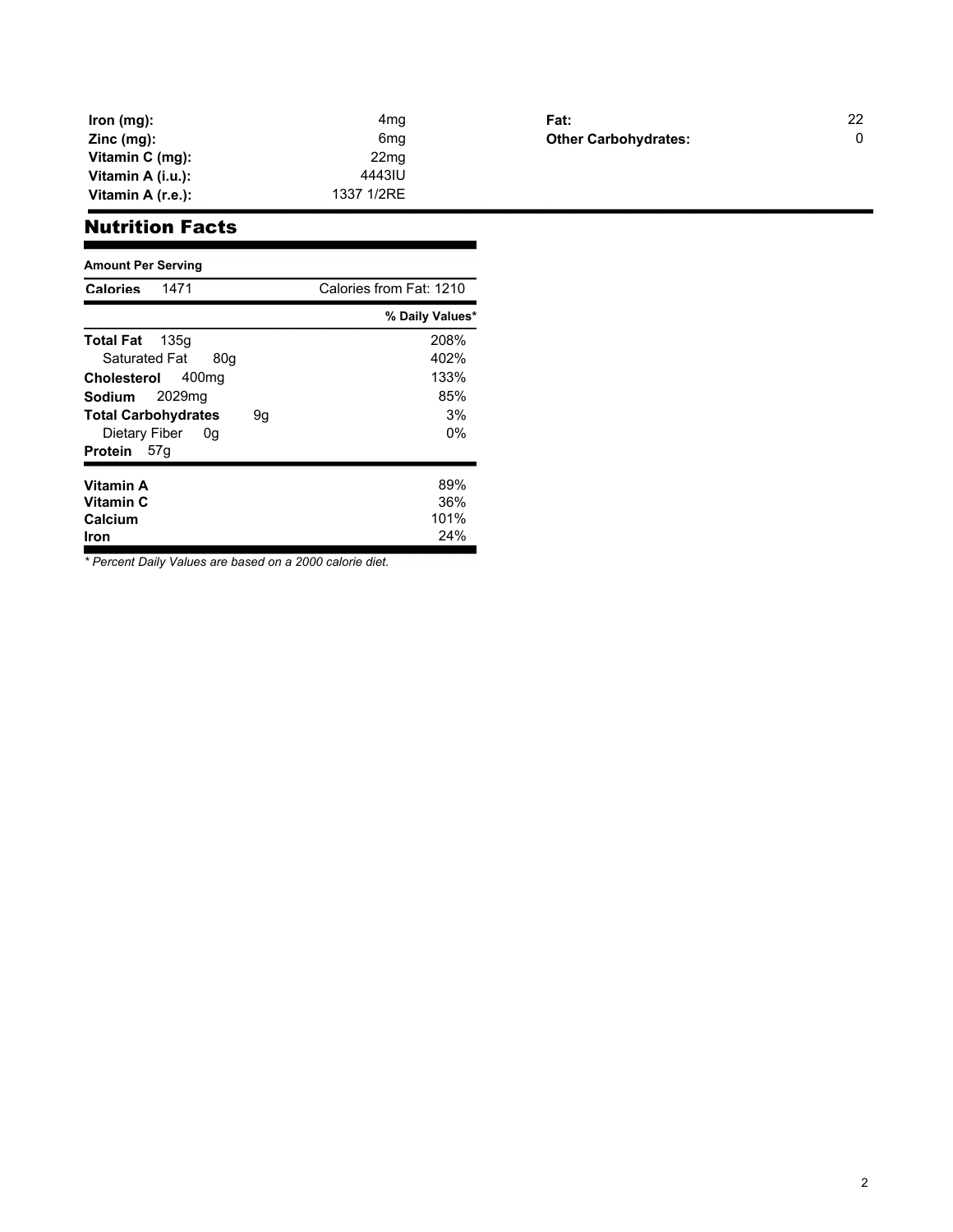| | |
|---|---|
| **Iron (mg):** | 4mg |
| **Zinc (mg):** | 6mg |
| **Vitamin C (mg):** | 22mg |
| **Vitamin A (i.u.):** | 4443IU |
| **Vitamin A (r.e.):** | 1337 1/2RE |

| | |
|---|---|
| **Fat:** | 22 |
| **Other Carbohydrates:** | 0 |

## Nutrition Facts

**Amount Per Serving**

| | |
|---|---|
| **Calories** 1471 | Calories from Fat: 1210 |
| | **% Daily Values*** |
| **Total Fat** 135g | 208% |
| Saturated Fat 80g | 402% |
| **Cholesterol** 400mg | 133% |
| **Sodium** 2029mg | 85% |
| **Total Carbohydrates** 9g | 3% |
| Dietary Fiber 0g | 0% |
| **Protein** 57g | |
| **Vitamin A** | 89% |
| **Vitamin C** | 36% |
| **Calcium** | 101% |
| **Iron** | 24% |

*\* Percent Daily Values are based on a 2000 calorie diet.*